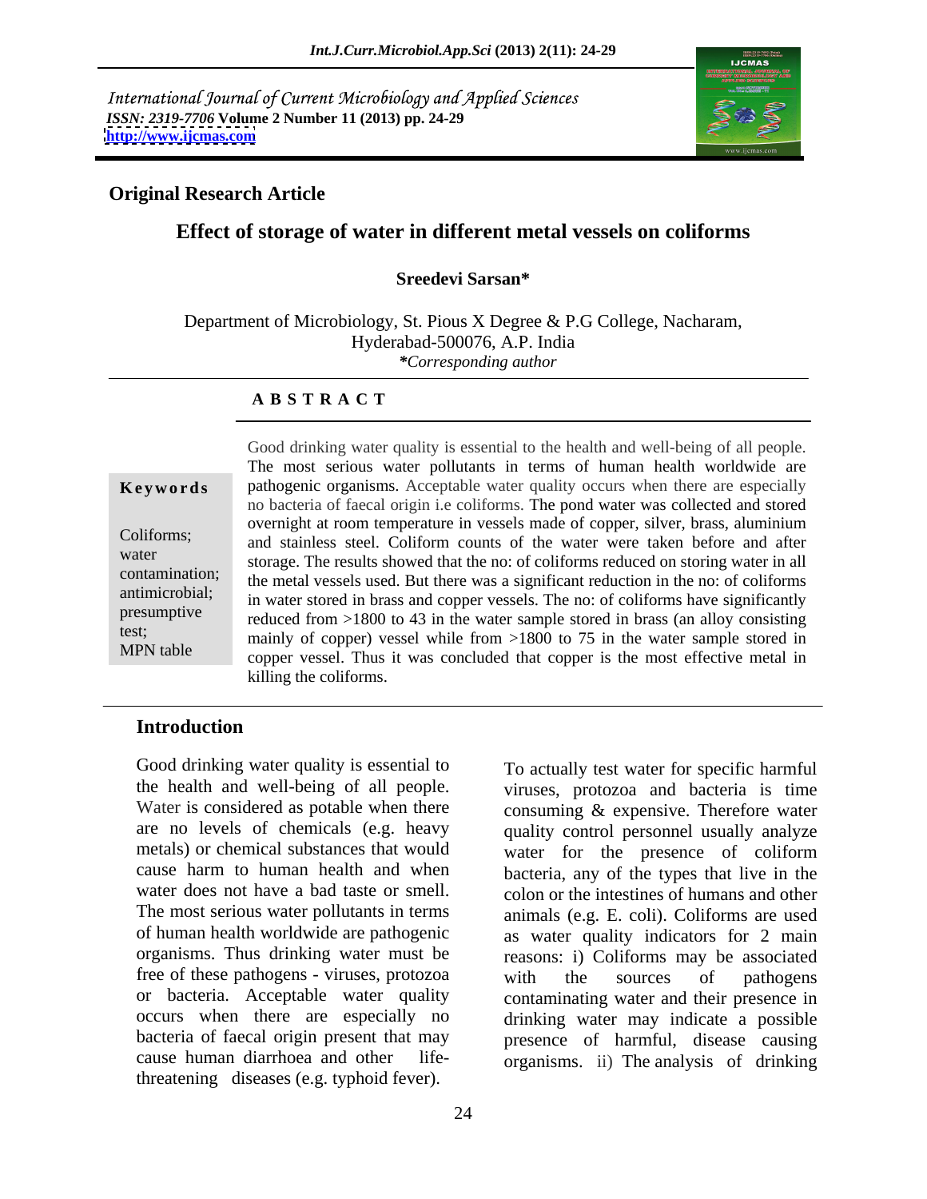International Journal of Current Microbiology and Applied Sciences
*ISSN: 2319-7706* **Volume 2 Number 11 (2013) pp. 24-29**
**http://www.ijcmas.com**

**Original Research Article**

# Effect of storage of water in different metal vessels on coliforms

**Sreedevi Sarsan***

Department of Microbiology, St. Pious X Degree & P.G College, Nacharam, Hyderabad-500076, A.P. India
*\*Corresponding author*

## A B S T R A C T

**Keywords**

Coliforms; water contamination; antimicrobial; presumptive test; MPN table

Good drinking water quality is essential to the health and well-being of all people. The most serious water pollutants in terms of human health worldwide are pathogenic organisms. Acceptable water quality occurs when there are especially no bacteria of faecal origin i.e coliforms. The pond water was collected and stored overnight at room temperature in vessels made of copper, silver, brass, aluminium and stainless steel. Coliform counts of the water were taken before and after storage. The results showed that the no: of coliforms reduced on storing water in all the metal vessels used. But there was a significant reduction in the no: of coliforms in water stored in brass and copper vessels. The no: of coliforms have significantly reduced from >1800 to 43 in the water sample stored in brass (an alloy consisting mainly of copper) vessel while from >1800 to 75 in the water sample stored in copper vessel. Thus it was concluded that copper is the most effective metal in killing the coliforms.

## Introduction

Good drinking water quality is essential to the health and well-being of all people. Water is considered as potable when there are no levels of chemicals (e.g. heavy metals) or chemical substances that would cause harm to human health and when water does not have a bad taste or smell. The most serious water pollutants in terms of human health worldwide are pathogenic organisms. Thus drinking water must be free of these pathogens - viruses, protozoa or bacteria. Acceptable water quality occurs when there are especially no bacteria of faecal origin present that may cause human diarrhoea and other life-threatening diseases (e.g. typhoid fever).

To actually test water for specific harmful viruses, protozoa and bacteria is time consuming & expensive. Therefore water quality control personnel usually analyze water for the presence of coliform bacteria, any of the types that live in the colon or the intestines of humans and other animals (e.g. E. coli). Coliforms are used as water quality indicators for 2 main reasons: i) Coliforms may be associated with the sources of pathogens contaminating water and their presence in drinking water may indicate a possible presence of harmful, disease causing organisms. ii) The analysis of drinking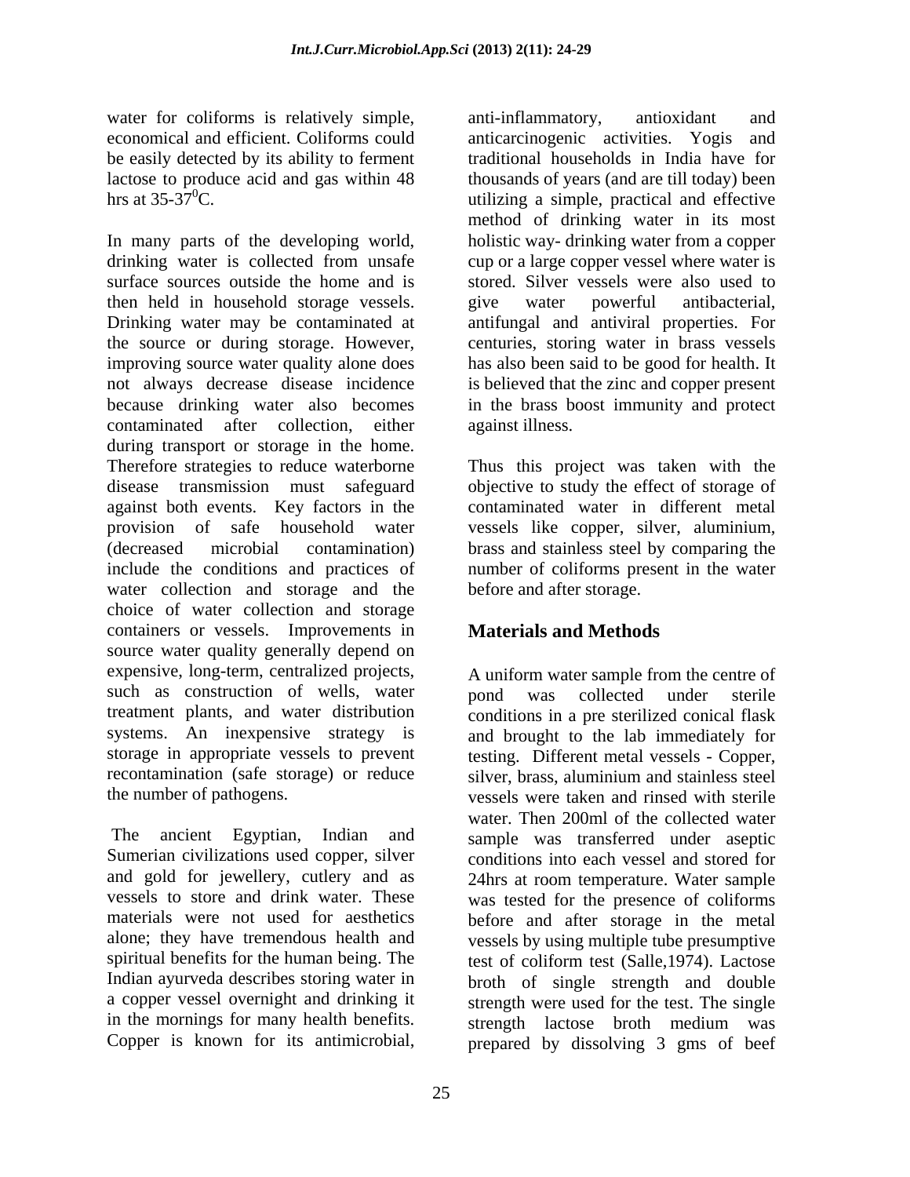water for coliforms is relatively simple, economical and efficient. Coliforms could be easily detected by its ability to ferment lactose to produce acid and gas within 48 hrs at 35-37$^0$C.

In many parts of the developing world, drinking water is collected from unsafe surface sources outside the home and is then held in household storage vessels. Drinking water may be contaminated at the source or during storage. However, improving source water quality alone does not always decrease disease incidence because drinking water also becomes contaminated after collection, either during transport or storage in the home. Therefore strategies to reduce waterborne disease transmission must safeguard against both events. Key factors in the provision of safe household water (decreased microbial contamination) include the conditions and practices of water collection and storage and the choice of water collection and storage containers or vessels. Improvements in source water quality generally depend on expensive, long-term, centralized projects, such as construction of wells, water treatment plants, and water distribution systems. An inexpensive strategy is storage in appropriate vessels to prevent recontamination (safe storage) or reduce the number of pathogens.

The ancient Egyptian, Indian and Sumerian civilizations used copper, silver and gold for jewellery, cutlery and as vessels to store and drink water. These materials were not used for aesthetics alone; they have tremendous health and spiritual benefits for the human being. The Indian ayurveda describes storing water in a copper vessel overnight and drinking it in the mornings for many health benefits. Copper is known for its antimicrobial, anti-inflammatory, antioxidant and anticarcinogenic activities. Yogis and traditional households in India have for thousands of years (and are till today) been utilizing a simple, practical and effective method of drinking water in its most holistic way- drinking water from a copper cup or a large copper vessel where water is stored. Silver vessels were also used to give water powerful antibacterial, antifungal and antiviral properties. For centuries, storing water in brass vessels has also been said to be good for health. It is believed that the zinc and copper present in the brass boost immunity and protect against illness.

Thus this project was taken with the objective to study the effect of storage of contaminated water in different metal vessels like copper, silver, aluminium, brass and stainless steel by comparing the number of coliforms present in the water before and after storage.

## Materials and Methods

A uniform water sample from the centre of pond was collected under sterile conditions in a pre sterilized conical flask and brought to the lab immediately for testing. Different metal vessels - Copper, silver, brass, aluminium and stainless steel vessels were taken and rinsed with sterile water. Then 200ml of the collected water sample was transferred under aseptic conditions into each vessel and stored for 24hrs at room temperature. Water sample was tested for the presence of coliforms before and after storage in the metal vessels by using multiple tube presumptive test of coliform test (Salle,1974). Lactose broth of single strength and double strength were used for the test. The single strength lactose broth medium was prepared by dissolving 3 gms of beef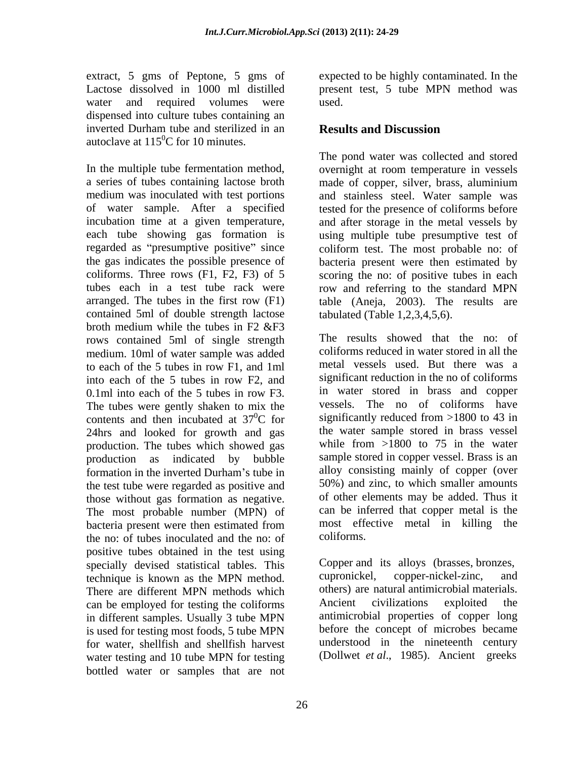extract, 5 gms of Peptone, 5 gms of Lactose dissolved in 1000 ml distilled water and required volumes were dispensed into culture tubes containing an inverted Durham tube and sterilized in an autoclave at $115^0$C for 10 minutes.

In the multiple tube fermentation method, a series of tubes containing lactose broth medium was inoculated with test portions of water sample. After a specified incubation time at a given temperature, each tube showing gas formation is regarded as "presumptive positive" since the gas indicates the possible presence of coliforms. Three rows (F1, F2, F3) of 5 tubes each in a test tube rack were arranged. The tubes in the first row (F1) contained 5ml of double strength lactose broth medium while the tubes in F2 &F3 rows contained 5ml of single strength medium. 10ml of water sample was added to each of the 5 tubes in row F1, and 1ml into each of the 5 tubes in row F2, and 0.1ml into each of the 5 tubes in row F3. The tubes were gently shaken to mix the contents and then incubated at $37^0$C for 24hrs and looked for growth and gas production. The tubes which showed gas production as indicated by bubble formation in the inverted Durham's tube in the test tube were regarded as positive and those without gas formation as negative. The most probable number (MPN) of bacteria present were then estimated from the no: of tubes inoculated and the no: of positive tubes obtained in the test using specially devised statistical tables. This technique is known as the MPN method. There are different MPN methods which can be employed for testing the coliforms in different samples. Usually 3 tube MPN is used for testing most foods, 5 tube MPN for water, shellfish and shellfish harvest water testing and 10 tube MPN for testing bottled water or samples that are not expected to be highly contaminated. In the present test, 5 tube MPN method was used.

## Results and Discussion

The pond water was collected and stored overnight at room temperature in vessels made of copper, silver, brass, aluminium and stainless steel. Water sample was tested for the presence of coliforms before and after storage in the metal vessels by using multiple tube presumptive test of coliform test. The most probable no: of bacteria present were then estimated by scoring the no: of positive tubes in each row and referring to the standard MPN table (Aneja, 2003). The results are tabulated (Table 1,2,3,4,5,6).

The results showed that the no: of coliforms reduced in water stored in all the metal vessels used. But there was a significant reduction in the no of coliforms in water stored in brass and copper vessels. The no of coliforms have significantly reduced from >1800 to 43 in the water sample stored in brass vessel while from >1800 to 75 in the water sample stored in copper vessel. Brass is an alloy consisting mainly of copper (over 50%) and zinc, to which smaller amounts of other elements may be added. Thus it can be inferred that copper metal is the most effective metal in killing the coliforms.

Copper and its alloys (brasses, bronzes, cupronickel, copper-nickel-zinc, and others) are natural antimicrobial materials. Ancient civilizations exploited the antimicrobial properties of copper long before the concept of microbes became understood in the nineteenth century (Dollwet *et al*., 1985). Ancient greeks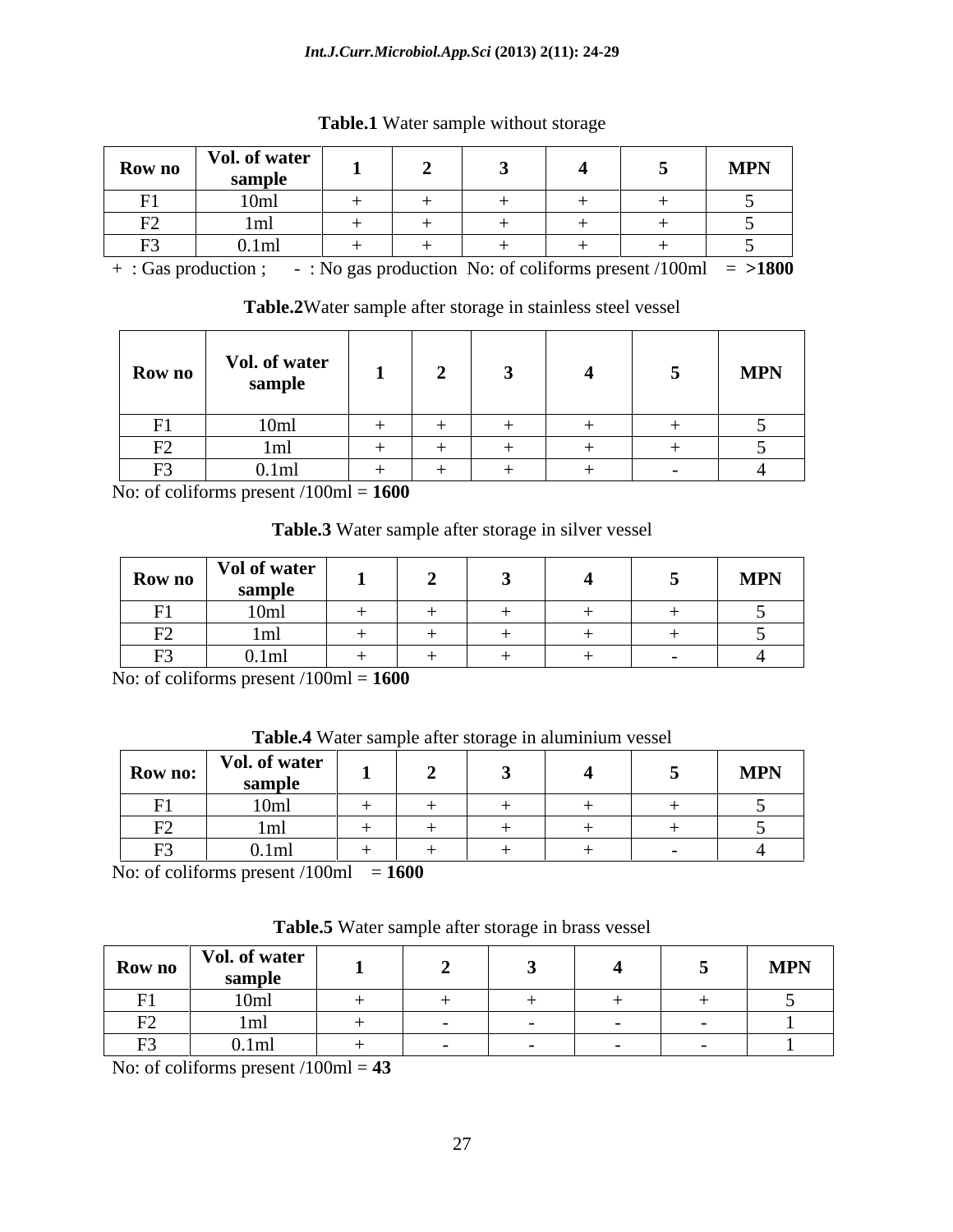**Table.1** Water sample without storage

| Row no | Vol. of water sample | 1 | 2 | 3 | 4 | 5 | MPN |
|---|---|---|---|---|---|---|---|
| F1 | 10ml | + | + | + | + | + | 5 |
| F2 | 1ml | + | + | + | + | + | 5 |
| F3 | 0.1ml | + | + | + | + | + | 5 |

+ : Gas production ; - : No gas production No: of coliforms present /100ml = **>1800**

**Table.2** Water sample after storage in stainless steel vessel

| Row no | Vol. of water sample | 1 | 2 | 3 | 4 | 5 | MPN |
|---|---|---|---|---|---|---|---|
| F1 | 10ml | + | + | + | + | + | 5 |
| F2 | 1ml | + | + | + | + | + | 5 |
| F3 | 0.1ml | + | + | + | + | - | 4 |

No: of coliforms present /100ml = **1600**

**Table.3** Water sample after storage in silver vessel

| Row no | Vol of water sample | 1 | 2 | 3 | 4 | 5 | MPN |
|---|---|---|---|---|---|---|---|
| F1 | 10ml | + | + | + | + | + | 5 |
| F2 | 1ml | + | + | + | + | + | 5 |
| F3 | 0.1ml | + | + | + | + | - | 4 |

No: of coliforms present /100ml = **1600**

**Table.4** Water sample after storage in aluminium vessel

| Row no: | Vol. of water sample | 1 | 2 | 3 | 4 | 5 | MPN |
|---|---|---|---|---|---|---|---|
| F1 | 10ml | + | + | + | + | + | 5 |
| F2 | 1ml | + | + | + | + | + | 5 |
| F3 | 0.1ml | + | + | + | + | - | 4 |

No: of coliforms present /100ml = **1600**

**Table.5** Water sample after storage in brass vessel

| Row no | Vol. of water sample | 1 | 2 | 3 | 4 | 5 | MPN |
|---|---|---|---|---|---|---|---|
| F1 | 10ml | + | + | + | + | + | 5 |
| F2 | 1ml | + | - | - | - | - | 1 |
| F3 | 0.1ml | + | - | - | - | - | 1 |

No: of coliforms present /100ml = **43**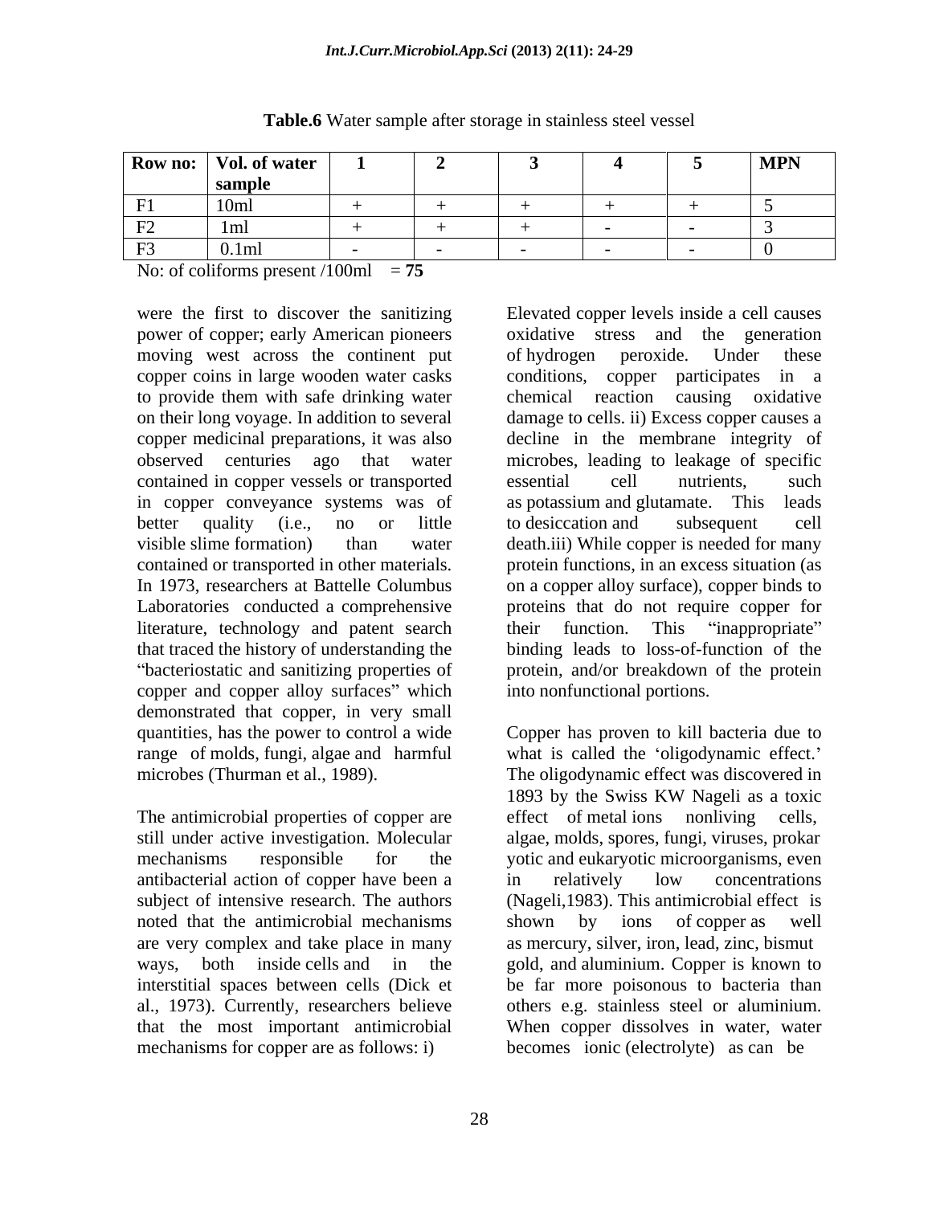**Table.6** Water sample after storage in stainless steel vessel

| Row no: | Vol. of water sample | 1 | 2 | 3 | 4 | 5 | MPN |
|---|---|---|---|---|---|---|---|
| F1 | 10ml | + | + | + | + | + | 5 |
| F2 | 1ml | + | + | + | - | - | 3 |
| F3 | 0.1ml | - | - | - | - | - | 0 |

No: of coliforms present /100ml = **75**

were the first to discover the sanitizing power of copper; early American pioneers moving west across the continent put copper coins in large wooden water casks to provide them with safe drinking water on their long voyage. In addition to several copper medicinal preparations, it was also observed centuries ago that water contained in copper vessels or transported in copper conveyance systems was of better quality (i.e., no or little visible slime formation) than water contained or transported in other materials. In 1973, researchers at Battelle Columbus Laboratories conducted a comprehensive literature, technology and patent search that traced the history of understanding the "bacteriostatic and sanitizing properties of copper and copper alloy surfaces" which demonstrated that copper, in very small quantities, has the power to control a wide range of molds, fungi, algae and harmful microbes (Thurman et al., 1989).

The antimicrobial properties of copper are still under active investigation. Molecular mechanisms responsible for the antibacterial action of copper have been a subject of intensive research. The authors noted that the antimicrobial mechanisms are very complex and take place in many ways, both inside cells and in the interstitial spaces between cells (Dick et al., 1973). Currently, researchers believe that the most important antimicrobial mechanisms for copper are as follows: i) Elevated copper levels inside a cell causes oxidative stress and the generation of hydrogen peroxide. Under these conditions, copper participates in a chemical reaction causing oxidative damage to cells. ii) Excess copper causes a decline in the membrane integrity of microbes, leading to leakage of specific essential cell nutrients, such as potassium and glutamate. This leads to desiccation and subsequent cell death.iii) While copper is needed for many protein functions, in an excess situation (as on a copper alloy surface), copper binds to proteins that do not require copper for their function. This "inappropriate" binding leads to loss-of-function of the protein, and/or breakdown of the protein into nonfunctional portions.

Copper has proven to kill bacteria due to what is called the 'oligodynamic effect.' The oligodynamic effect was discovered in 1893 by the Swiss KW Nageli as a toxic effect of metal ions nonliving cells, algae, molds, spores, fungi, viruses, prokaryotic and eukaryotic microorganisms, even in relatively low concentrations (Nageli,1983). This antimicrobial effect is shown by ions of copper as well as mercury, silver, iron, lead, zinc, bismut gold, and aluminium. Copper is known to be far more poisonous to bacteria than others e.g. stainless steel or aluminium. When copper dissolves in water, water becomes ionic (electrolyte) as can be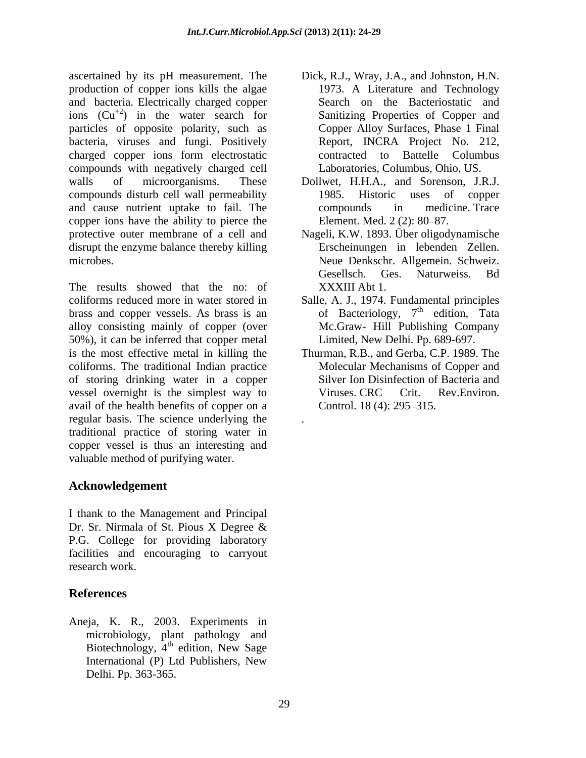ascertained by its pH measurement. The production of copper ions kills the algae and bacteria. Electrically charged copper ions ($Cu^{+2}$) in the water search for particles of opposite polarity, such as bacteria, viruses and fungi. Positively charged copper ions form electrostatic compounds with negatively charged cell walls of microorganisms. These compounds disturb cell wall permeability and cause nutrient uptake to fail. The copper ions have the ability to pierce the protective outer membrane of a cell and disrupt the enzyme balance thereby killing microbes.

The results showed that the no: of coliforms reduced more in water stored in brass and copper vessels. As brass is an alloy consisting mainly of copper (over 50%), it can be inferred that copper metal is the most effective metal in killing the coliforms. The traditional Indian practice of storing drinking water in a copper vessel overnight is the simplest way to avail of the health benefits of copper on a regular basis. The science underlying the traditional practice of storing water in copper vessel is thus an interesting and valuable method of purifying water.

## Acknowledgement

I thank to the Management and Principal Dr. Sr. Nirmala of St. Pious X Degree & P.G. College for providing laboratory facilities and encouraging to carryout research work.

## References

Aneja, K. R., 2003. Experiments in microbiology, plant pathology and Biotechnology, 4th edition, New Sage International (P) Ltd Publishers, New Delhi. Pp. 363-365.

Dick, R.J., Wray, J.A., and Johnston, H.N. 1973. A Literature and Technology Search on the Bacteriostatic and Sanitizing Properties of Copper and Copper Alloy Surfaces, Phase 1 Final Report, INCRA Project No. 212, contracted to Battelle Columbus Laboratories, Columbus, Ohio, US.

Dollwet, H.H.A., and Sorenson, J.R.J. 1985. Historic uses of copper compounds in medicine. Trace Element. Med. 2 (2): 80–87.

Nageli, K.W. 1893. Über oligodynamische Erscheinungen in lebenden Zellen. Neue Denkschr. Allgemein. Schweiz. Gesellsch. Ges. Naturweiss. Bd XXXIII Abt 1.

Salle, A. J., 1974. Fundamental principles of Bacteriology, 7th edition, Tata Mc.Graw- Hill Publishing Company Limited, New Delhi. Pp. 689-697.

Thurman, R.B., and Gerba, C.P. 1989. The Molecular Mechanisms of Copper and Silver Ion Disinfection of Bacteria and Viruses. CRC Crit. Rev.Environ. Control. 18 (4): 295–315.